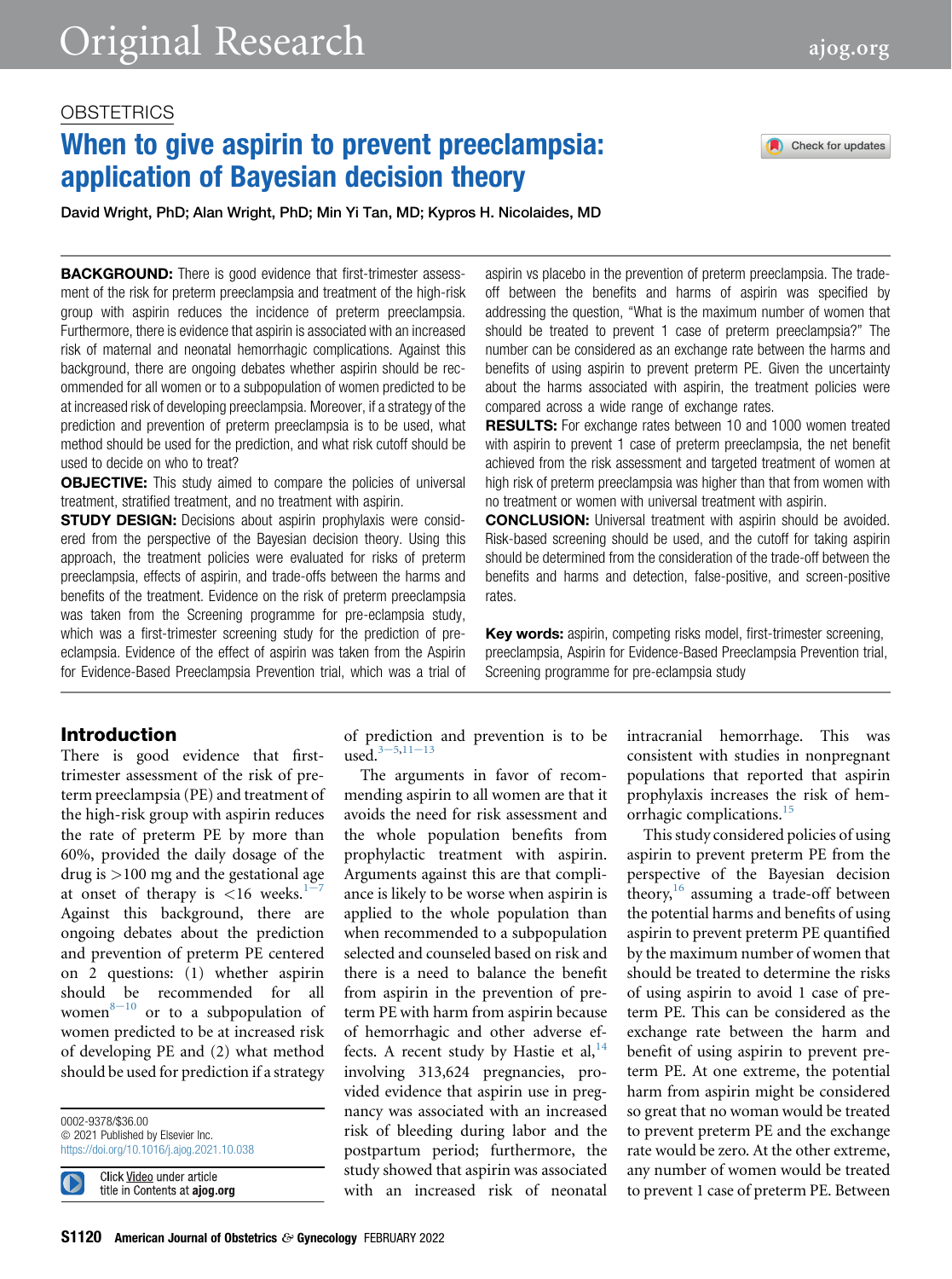OBSTETRICS

# When to give aspirin to prevent preeclampsia: application of Bayesian decision theory

David Wright, PhD; Alan Wright, PhD; Min Yi Tan, MD; Kypros H. Nicolaides, MD

**BACKGROUND:** There is good evidence that first-trimester assessment of the risk for preterm preeclampsia and treatment of the high-risk group with aspirin reduces the incidence of preterm preeclampsia. Furthermore, there is evidence that aspirin is associated with an increased risk of maternal and neonatal hemorrhagic complications. Against this background, there are ongoing debates whether aspirin should be recommended for all women or to a subpopulation of women predicted to be at increased risk of developing preeclampsia. Moreover, if a strategy of the prediction and prevention of preterm preeclampsia is to be used, what method should be used for the prediction, and what risk cutoff should be used to decide on who to treat?

**OBJECTIVE:** This study aimed to compare the policies of universal treatment, stratified treatment, and no treatment with aspirin.

**STUDY DESIGN:** Decisions about aspirin prophylaxis were considered from the perspective of the Bayesian decision theory. Using this approach, the treatment policies were evaluated for risks of preterm preeclampsia, effects of aspirin, and trade-offs between the harms and benefits of the treatment. Evidence on the risk of preterm preeclampsia was taken from the Screening programme for pre-eclampsia study, which was a first-trimester screening study for the prediction of preeclampsia. Evidence of the effect of aspirin was taken from the Aspirin for Evidence-Based Preeclampsia Prevention trial, which was a trial of aspirin vs placebo in the prevention of preterm preeclampsia. The trade-off between the benefits and harms of aspirin was specified by addressing the question, "What is the maximum number of women that should be treated to prevent 1 case of preterm preeclampsia?" The number can be considered as an exchange rate between the harms and benefits of using aspirin to prevent preterm PE. Given the uncertainty about the harms associated with aspirin, the treatment policies were compared across a wide range of exchange rates.

**RESULTS:** For exchange rates between 10 and 1000 women treated with aspirin to prevent 1 case of preterm preeclampsia, the net benefit achieved from the risk assessment and targeted treatment of women at high risk of preterm preeclampsia was higher than that from women with no treatment or women with universal treatment with aspirin.

**CONCLUSION:** Universal treatment with aspirin should be avoided. Risk-based screening should be used, and the cutoff for taking aspirin should be determined from the consideration of the trade-off between the benefits and harms and detection, false-positive, and screen-positive rates.

**Key words:** aspirin, competing risks model, first-trimester screening, preeclampsia, Aspirin for Evidence-Based Preeclampsia Prevention trial, Screening programme for pre-eclampsia study

## Introduction

There is good evidence that first-trimester assessment of the risk of preterm preeclampsia (PE) and treatment of the high-risk group with aspirin reduces the rate of preterm PE by more than 60%, provided the daily dosage of the drug is >100 mg and the gestational age at onset of therapy is <16 weeks.[1–7] Against this background, there are ongoing debates about the prediction and prevention of preterm PE centered on 2 questions: (1) whether aspirin should be recommended for all women[8–10] or to a subpopulation of women predicted to be at increased risk of developing PE and (2) what method should be used for prediction if a strategy of prediction and prevention is to be used.[3–5,11–13]

The arguments in favor of recommending aspirin to all women are that it avoids the need for risk assessment and the whole population benefits from the prophylactic treatment with aspirin. Arguments against this are that compliance is likely to be worse when aspirin is applied to the whole population than when recommended to a subpopulation selected and counseled based on risk and there is a need to balance the benefit from aspirin in the prevention of preterm PE with harm from aspirin because of hemorrhagic and other adverse effects. A recent study by Hastie et al,[14] involving 313,624 pregnancies, provided evidence that aspirin use in pregnancy was associated with an increased risk of bleeding during labor and the postpartum period; furthermore, the study showed that aspirin was associated with an increased risk of neonatal intracranial hemorrhage. This was consistent with studies in nonpregnant populations that reported that aspirin prophylaxis increases the risk of hemorrhagic complications.[15]

This study considered policies of using aspirin to prevent preterm PE from the perspective of the Bayesian decision theory,[16] assuming a trade-off between the potential harms and benefits of using aspirin to prevent preterm PE quantified by the maximum number of women that should be treated to determine the risks of using aspirin to avoid 1 case of preterm PE. This can be considered as the exchange rate between the harm and benefit of using aspirin to prevent preterm PE. At one extreme, the potential harm from aspirin might be considered so great that no woman would be treated to prevent preterm PE and the exchange rate would be zero. At the other extreme, any number of women would be treated to prevent 1 case of preterm PE. Between

0002-9378/$36.00
© 2021 Published by Elsevier Inc.
https://doi.org/10.1016/j.ajog.2021.10.038

Click Video under article title in Contents at **ajog.org**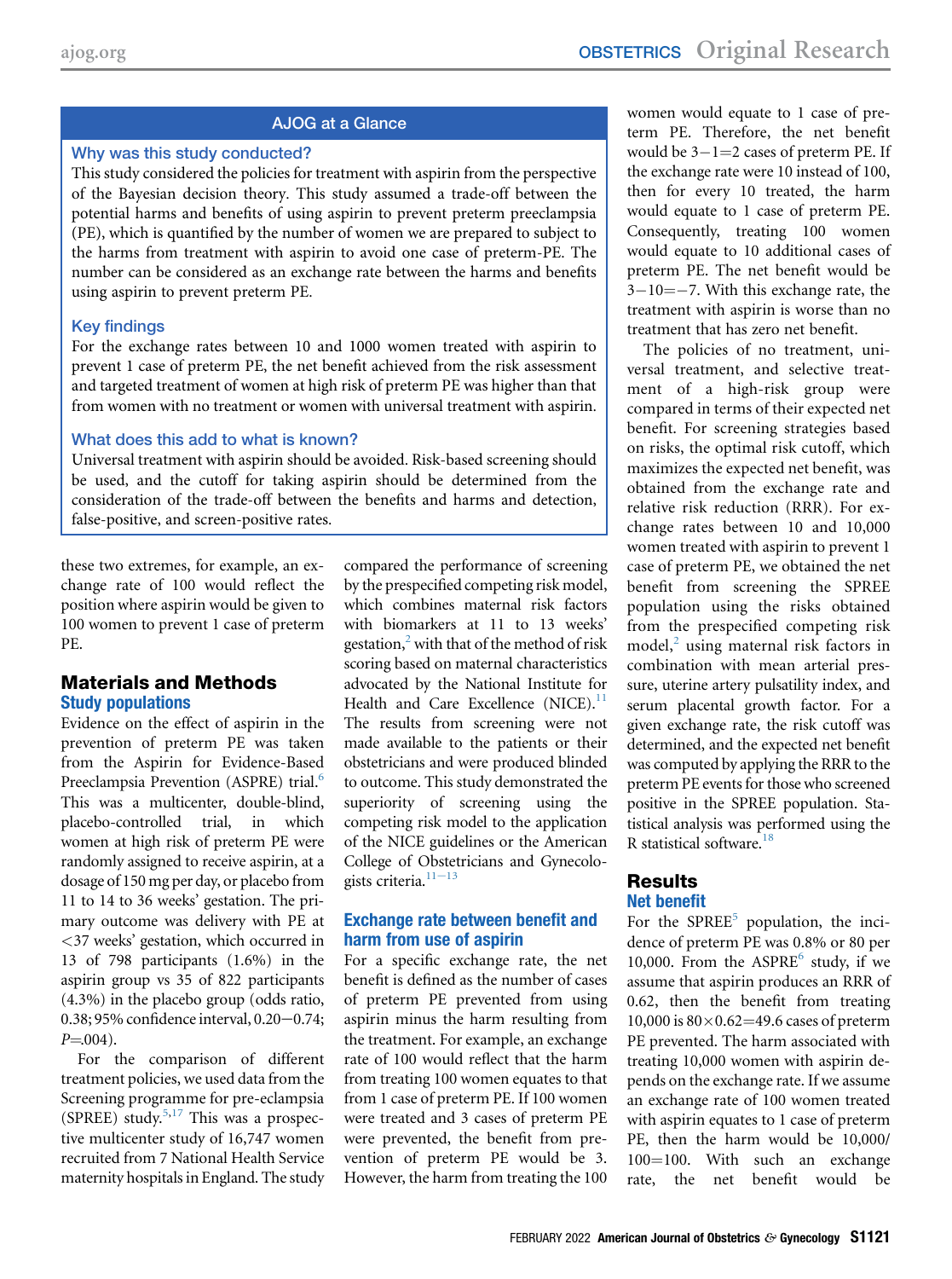## AJOG at a Glance

### Why was this study conducted?

This study considered the policies for treatment with aspirin from the perspective of the Bayesian decision theory. This study assumed a trade-off between the potential harms and benefits of using aspirin to prevent preterm preeclampsia (PE), which is quantified by the number of women we are prepared to subject to the harms from treatment with aspirin to avoid one case of preterm-PE. The number can be considered as an exchange rate between the harms and benefits using aspirin to prevent preterm PE.

### Key findings

For the exchange rates between 10 and 1000 women treated with aspirin to prevent 1 case of preterm PE, the net benefit achieved from the risk assessment and targeted treatment of women at high risk of preterm PE was higher than that from women with no treatment or women with universal treatment with aspirin.

### What does this add to what is known?

Universal treatment with aspirin should be avoided. Risk-based screening should be used, and the cutoff for taking aspirin should be determined from the consideration of the trade-off between the benefits and harms and detection, false-positive, and screen-positive rates.

these two extremes, for example, an exchange rate of 100 would reflect the position where aspirin would be given to 100 women to prevent 1 case of preterm PE.

## Materials and Methods

### Study populations

Evidence on the effect of aspirin in the prevention of preterm PE was taken from the Aspirin for Evidence-Based Preeclampsia Prevention (ASPRE) trial.[6] This was a multicenter, double-blind, placebo-controlled trial, in which women at high risk of preterm PE were randomly assigned to receive aspirin, at a dosage of 150 mg per day, or placebo from 11 to 14 to 36 weeks' gestation. The primary outcome was delivery with PE at <37 weeks' gestation, which occurred in 13 of 798 participants (1.6%) in the aspirin group vs 35 of 822 participants (4.3%) in the placebo group (odds ratio, 0.38; 95% confidence interval, 0.20−0.74; $P$=.004).

For the comparison of different treatment policies, we used data from the Screening programme for pre-eclampsia (SPREE) study.[5,17] This was a prospective multicenter study of 16,747 women recruited from 7 National Health Service maternity hospitals in England. The study compared the performance of screening by the prespecified competing risk model, which combines maternal risk factors with biomarkers at 11 to 13 weeks' gestation,[2] with that of the method of risk scoring based on maternal characteristics advocated by the National Institute for Health and Care Excellence (NICE).[11] The results from screening were not made available to the patients or their obstetricians and were produced blinded to outcome. This study demonstrated the superiority of screening using the competing risk model to the application of the NICE guidelines or the American College of Obstetricians and Gynecologists criteria.[11−13]

### Exchange rate between benefit and harm from use of aspirin

For a specific exchange rate, the net benefit is defined as the number of cases of preterm PE prevented from using aspirin minus the harm resulting from the treatment. For example, an exchange rate of 100 would reflect that the harm from treating 100 women equates to that from 1 case of preterm PE. If 100 women were treated and 3 cases of preterm PE were prevented, the benefit from prevention of preterm PE would be 3. However, the harm from treating the 100 women would equate to 1 case of preterm PE. Therefore, the net benefit would be 3−1=2 cases of preterm PE. If the exchange rate were 10 instead of 100, then for every 10 treated, the harm would equate to 1 case of preterm PE. Consequently, treating 100 women would equate to 10 additional cases of preterm PE. The net benefit would be 3−10=−7. With this exchange rate, the treatment with aspirin is worse than no treatment that has zero net benefit.

The policies of no treatment, universal treatment, and selective treatment of a high-risk group were compared in terms of their expected net benefit. For screening strategies based on risks, the optimal risk cutoff, which maximizes the expected net benefit, was obtained from the exchange rate and relative risk reduction (RRR). For exchange rates between 10 and 10,000 women treated with aspirin to prevent 1 case of preterm PE, we obtained the net benefit from screening the SPREE population using the risks obtained from the prespecified competing risk model,[2] using maternal risk factors in combination with mean arterial pressure, uterine artery pulsatility index, and serum placental growth factor. For a given exchange rate, the risk cutoff was determined, and the expected net benefit was computed by applying the RRR to the preterm PE events for those who screened positive in the SPREE population. Statistical analysis was performed using the R statistical software.[18]

## Results

### Net benefit

For the SPREE[5] population, the incidence of preterm PE was 0.8% or 80 per 10,000. From the ASPRE[6] study, if we assume that aspirin produces an RRR of 0.62, then the benefit from treating 10,000 is 80×0.62=49.6 cases of preterm PE prevented. The harm associated with treating 10,000 women with aspirin depends on the exchange rate. If we assume an exchange rate of 100 women treated with aspirin equates to 1 case of preterm PE, then the harm would be 10,000/100=100. With such an exchange rate, the net benefit would be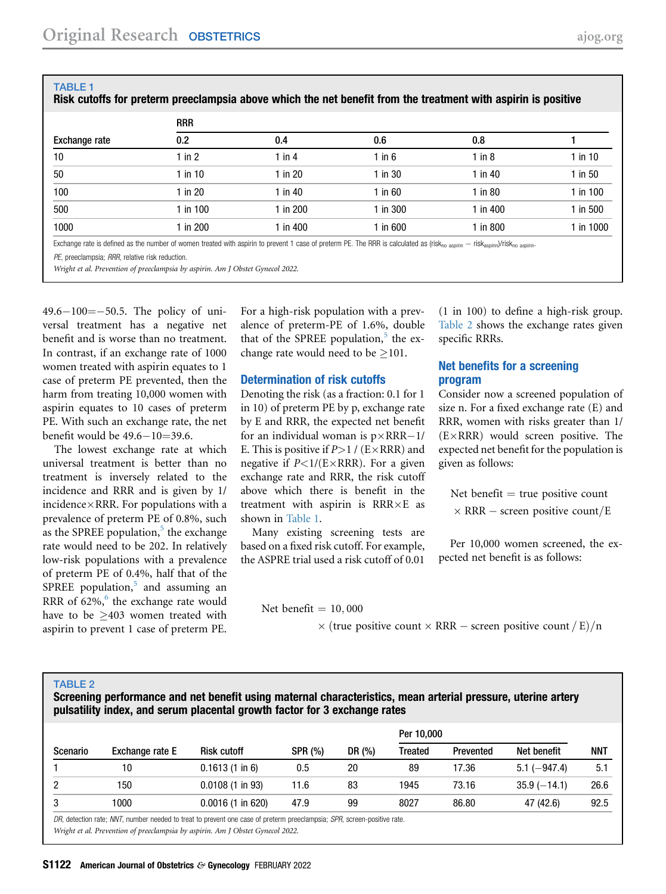**TABLE 1**
**Risk cutoffs for preterm preeclampsia above which the net benefit from the treatment with aspirin is positive**

| | RRR | | | | |
|---|---|---|---|---|---|
| Exchange rate | 0.2 | 0.4 | 0.6 | 0.8 | 1 |
| 10 | 1 in 2 | 1 in 4 | 1 in 6 | 1 in 8 | 1 in 10 |
| 50 | 1 in 10 | 1 in 20 | 1 in 30 | 1 in 40 | 1 in 50 |
| 100 | 1 in 20 | 1 in 40 | 1 in 60 | 1 in 80 | 1 in 100 |
| 500 | 1 in 100 | 1 in 200 | 1 in 300 | 1 in 400 | 1 in 500 |
| 1000 | 1 in 200 | 1 in 400 | 1 in 600 | 1 in 800 | 1 in 1000 |

Exchange rate is defined as the number of women treated with aspirin to prevent 1 case of preterm PE. The RRR is calculated as ($risk_{no\ aspirin} - risk_{aspirin}$)/$risk_{no\ aspirin}$.

*PE*, preeclampsia; *RRR*, relative risk reduction.

*Wright et al. Prevention of preeclampsia by aspirin. Am J Obstet Gynecol 2022.*

49.6−100=−50.5. The policy of universal treatment has a negative net benefit and is worse than no treatment. In contrast, if an exchange rate of 1000 women treated with aspirin equates to 1 case of preterm PE prevented, then the harm from treating 10,000 women with aspirin equates to 10 cases of preterm PE. With such an exchange rate, the net benefit would be 49.6−10=39.6.

The lowest exchange rate at which universal treatment is better than no treatment is inversely related to the incidence and RRR and is given by 1/incidence×RRR. For populations with a prevalence of preterm PE of 0.8%, such as the SPREE population,[5] the exchange rate would need to be 202. In relatively low-risk populations with a prevalence of preterm PE of 0.4%, half that of the SPREE population,[5] and assuming an RRR of 62%,[6] the exchange rate would have to be ≥403 women treated with aspirin to prevent 1 case of preterm PE. For a high-risk population with a prevalence of preterm-PE of 1.6%, double that of the SPREE population,[5] the exchange rate would need to be ≥101.

## Determination of risk cutoffs

Denoting the risk (as a fraction: 0.1 for 1 in 10) of preterm PE by p, exchange rate by E and RRR, the expected net benefit for an individual woman is p×RRR−1/E. This is positive if $P > 1 / (E \times RRR)$ and negative if $P < 1/(E \times RRR)$. For a given exchange rate and RRR, the risk cutoff above which there is benefit in the treatment with aspirin is RRR×E as shown in Table 1.

Many existing screening tests are based on a fixed risk cutoff. For example, the ASPRE trial used a risk cutoff of 0.01 (1 in 100) to define a high-risk group. Table 2 shows the exchange rates given specific RRRs.

## Net benefits for a screening program

Consider now a screened population of size n. For a fixed exchange rate (E) and RRR, women with risks greater than 1/(E×RRR) would screen positive. The expected net benefit for the population is given as follows:

$$\text{Net benefit} = \text{true positive count} \times \text{RRR} - \text{screen positive count}/\text{E}$$

Per 10,000 women screened, the expected net benefit is as follows:

$$\text{Net benefit} = 10,000 \times (\text{true positive count} \times \text{RRR} - \text{screen positive count} / \text{E})/\text{n}$$

**TABLE 2**
**Screening performance and net benefit using maternal characteristics, mean arterial pressure, uterine artery pulsatility index, and serum placental growth factor for 3 exchange rates**

| | | | | | Per 10,000 | | | |
|---|---|---|---|---|---|---|---|---|
| Scenario | Exchange rate E | Risk cutoff | SPR (%) | DR (%) | Treated | Prevented | Net benefit | NNT |
| 1 | 10 | 0.1613 (1 in 6) | 0.5 | 20 | 89 | 17.36 | 5.1 (−947.4) | 5.1 |
| 2 | 150 | 0.0108 (1 in 93) | 11.6 | 83 | 1945 | 73.16 | 35.9 (−14.1) | 26.6 |
| 3 | 1000 | 0.0016 (1 in 620) | 47.9 | 99 | 8027 | 86.80 | 47 (42.6) | 92.5 |

*DR*, detection rate; *NNT*, number needed to treat to prevent one case of preterm preeclampsia; *SPR*, screen-positive rate.

*Wright et al. Prevention of preeclampsia by aspirin. Am J Obstet Gynecol 2022.*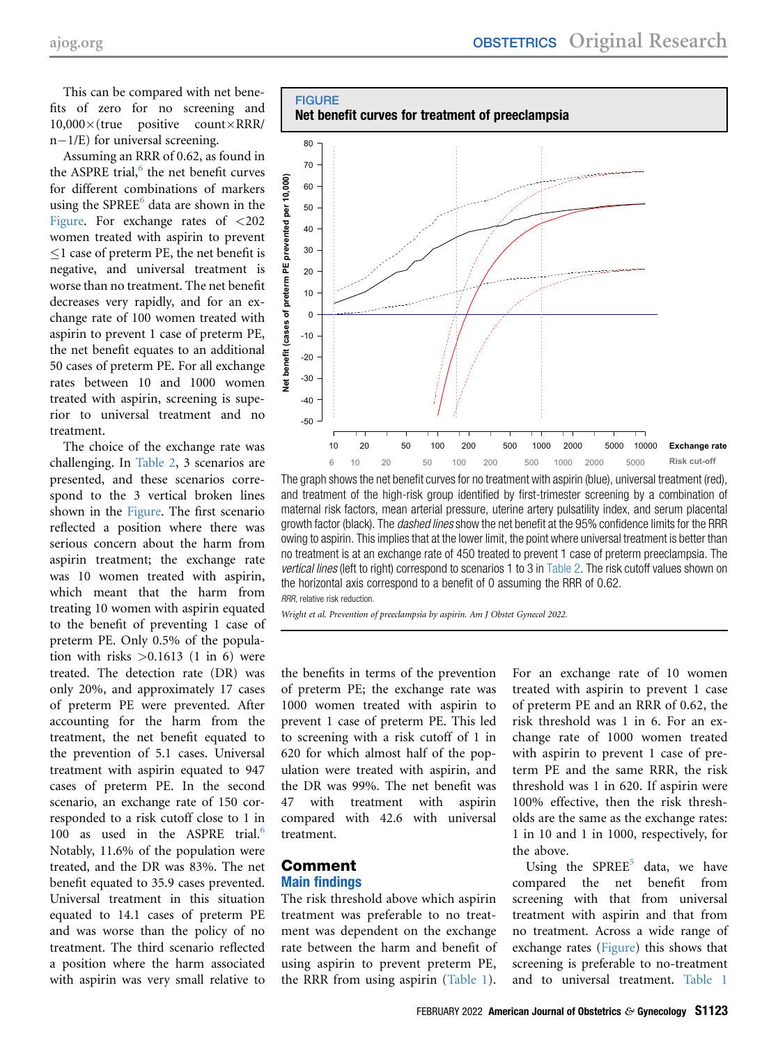This can be compared with net benefits of zero for no screening and $10{,}000\times$(true positive count$\times$RRR/n$-$1/E) for universal screening.

Assuming an RRR of 0.62, as found in the ASPRE trial,[6] the net benefit curves for different combinations of markers using the SPREE[6] data are shown in the Figure. For exchange rates of <202 women treated with aspirin to prevent ≤1 case of preterm PE, the net benefit is negative, and universal treatment is worse than no treatment. The net benefit decreases very rapidly, and for an exchange rate of 100 women treated with aspirin to prevent 1 case of preterm PE, the net benefit equates to an additional 50 cases of preterm PE. For all exchange rates between 10 and 1000 women treated with aspirin, screening is superior to universal treatment and no treatment.

The choice of the exchange rate was challenging. In Table 2, 3 scenarios are presented, and these scenarios correspond to the 3 vertical broken lines shown in the Figure. The first scenario reflected a position where there was serious concern about the harm from aspirin treatment; the exchange rate was 10 women treated with aspirin, which meant that the harm from treating 10 women with aspirin equated to the benefit of preventing 1 case of preterm PE. Only 0.5% of the population with risks >0.1613 (1 in 6) were treated. The detection rate (DR) was only 20%, and approximately 17 cases of preterm PE were prevented. After accounting for the harm from the treatment, the net benefit equated to the prevention of 5.1 cases. Universal treatment with aspirin equated to 947 cases of preterm PE. In the second scenario, an exchange rate of 150 corresponded to a risk cutoff close to 1 in 100 as used in the ASPRE trial.[6] Notably, 11.6% of the population were treated, and the DR was 83%. The net benefit equated to 35.9 cases prevented. Universal treatment in this situation equated to 14.1 cases of preterm PE and was worse than the policy of no treatment. The third scenario reflected a position where the harm associated with aspirin was very small relative to the benefits in terms of the prevention of preterm PE; the exchange rate was 1000 women treated with aspirin to prevent 1 case of preterm PE. This led to screening with a risk cutoff of 1 in 620 for which almost half of the population were treated with aspirin, and the DR was 99%. The net benefit was 47 with treatment with aspirin compared with 42.6 with universal treatment.

**FIGURE**
**Net benefit curves for treatment of preeclampsia**

The graph shows the net benefit curves for no treatment with aspirin (blue), universal treatment (red), and treatment of the high-risk group identified by first-trimester screening by a combination of maternal risk factors, mean arterial pressure, uterine artery pulsatility index, and serum placental growth factor (black). The *dashed lines* show the net benefit at the 95% confidence limits for the RRR owing to aspirin. This implies that at the lower limit, the point where universal treatment is better than no treatment is at an exchange rate of 450 treated to prevent 1 case of preterm preeclampsia. The *vertical lines* (left to right) correspond to scenarios 1 to 3 in Table 2. The risk cutoff values shown on the horizontal axis correspond to a benefit of 0 assuming the RRR of 0.62.

*RRR*, relative risk reduction.

*Wright et al. Prevention of preeclampsia by aspirin. Am J Obstet Gynecol 2022.*

## Comment

### Main findings

The risk threshold above which aspirin treatment was preferable to no treatment was dependent on the exchange rate between the harm and benefit of using aspirin to prevent preterm PE, the RRR from using aspirin (Table 1). For an exchange rate of 10 women treated with aspirin to prevent 1 case of preterm PE and an RRR of 0.62, the risk threshold was 1 in 6. For an exchange rate of 1000 women treated with aspirin to prevent 1 case of preterm PE and the same RRR, the risk threshold was 1 in 620. If aspirin were 100% effective, then the risk thresholds are the same as the exchange rates: 1 in 10 and 1 in 1000, respectively, for the above.

Using the SPREE[5] data, we have compared the net benefit from screening with that from universal treatment with aspirin and that from no treatment. Across a wide range of exchange rates (Figure) this shows that screening is preferable to no-treatment and to universal treatment. Table 1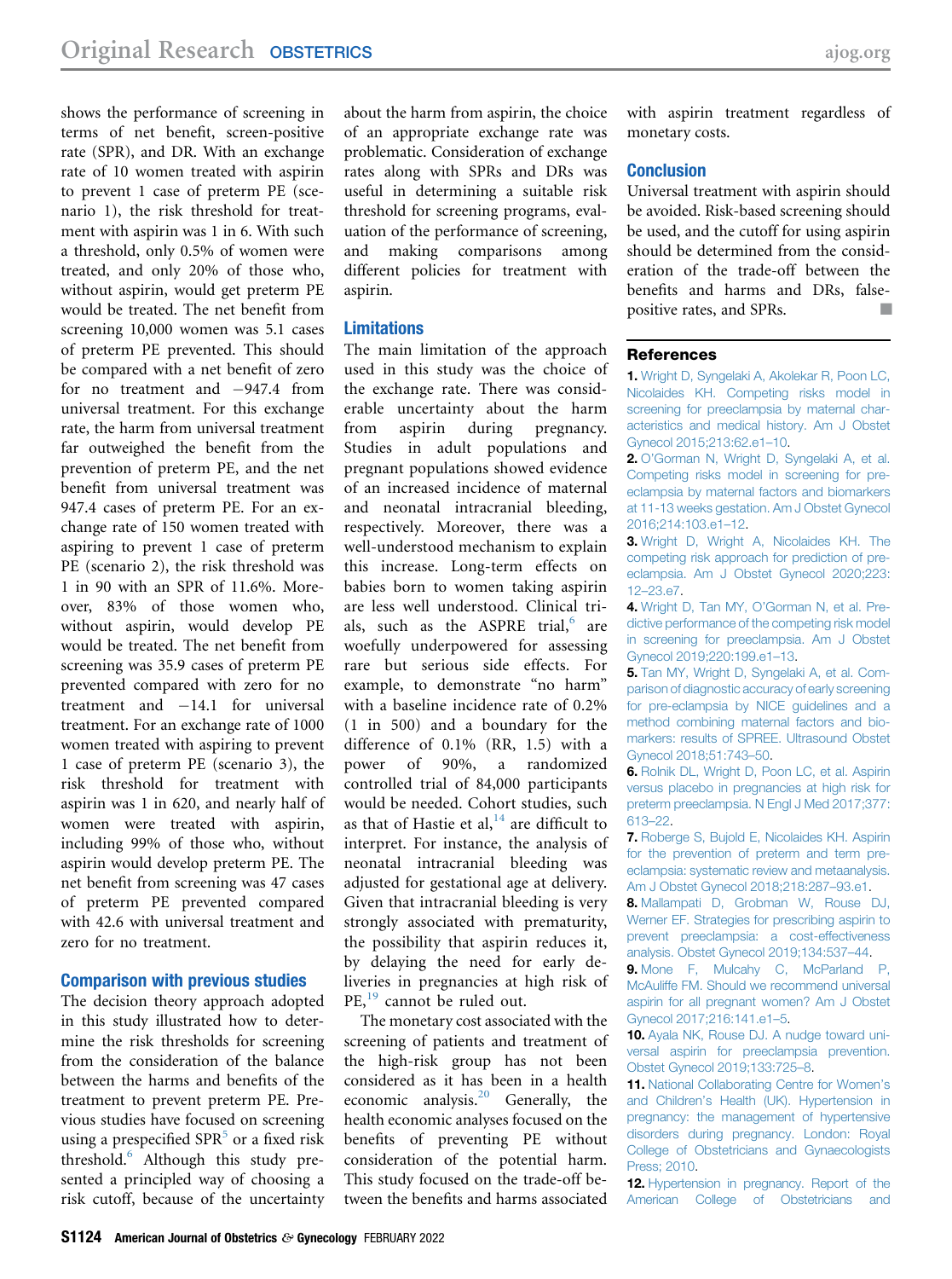shows the performance of screening in terms of net benefit, screen-positive rate (SPR), and DR. With an exchange rate of 10 women treated with aspirin to prevent 1 case of preterm PE (scenario 1), the risk threshold for treatment with aspirin was 1 in 6. With such a threshold, only 0.5% of women were treated, and only 20% of those who, without aspirin, would get preterm PE would be treated. The net benefit from screening 10,000 women was 5.1 cases of preterm PE prevented. This should be compared with a net benefit of zero for no treatment and −947.4 from universal treatment. For this exchange rate, the harm from universal treatment far outweighed the benefit from the prevention of preterm PE, and the net benefit from universal treatment was 947.4 cases of preterm PE. For an exchange rate of 150 women treated with aspiring to prevent 1 case of preterm PE (scenario 2), the risk threshold was 1 in 90 with an SPR of 11.6%. Moreover, 83% of those women who, without aspirin, would develop PE would be treated. The net benefit from screening was 35.9 cases of preterm PE prevented compared with zero for no treatment and −14.1 for universal treatment. For an exchange rate of 1000 women treated with aspiring to prevent 1 case of preterm PE (scenario 3), the risk threshold for treatment with aspirin was 1 in 620, and nearly half of women were treated with aspirin, including 99% of those who, without aspirin would develop preterm PE. The net benefit from screening was 47 cases of preterm PE prevented compared with 42.6 with universal treatment and zero for no treatment.

## Comparison with previous studies

The decision theory approach adopted in this study illustrated how to determine the risk thresholds for screening from the consideration of the balance between the harms and benefits of the treatment to prevent preterm PE. Previous studies have focused on screening using a prespecified SPR[5] or a fixed risk threshold.[6] Although this study presented a principled way of choosing a risk cutoff, because of the uncertainty about the harm from aspirin, the choice of an appropriate exchange rate was problematic. Consideration of exchange rates along with SPRs and DRs was useful in determining a suitable risk threshold for screening programs, evaluation of the performance of screening, and making comparisons among different policies for treatment with aspirin.

## Limitations

The main limitation of the approach used in this study was the choice of the exchange rate. There was considerable uncertainty about the harm from aspirin during pregnancy. Studies in adult populations and pregnant populations showed evidence of an increased incidence of maternal and neonatal intracranial bleeding, respectively. Moreover, there was a well-understood mechanism to explain this increase. Long-term effects on babies born to women taking aspirin are less well understood. Clinical trials, such as the ASPRE trial,[6] are woefully underpowered for assessing rare but serious side effects. For example, to demonstrate "no harm" with a baseline incidence rate of 0.2% (1 in 500) and a boundary for the difference of 0.1% (RR, 1.5) with a power of 90%, a randomized controlled trial of 84,000 participants would be needed. Cohort studies, such as that of Hastie et al,[14] are difficult to interpret. For instance, the analysis of neonatal intracranial bleeding was adjusted for gestational age at delivery. Given that intracranial bleeding is very strongly associated with prematurity, the possibility that aspirin reduces it, by delaying the need for early deliveries in pregnancies at high risk of PE,[19] cannot be ruled out.

The monetary cost associated with the screening of patients and treatment of the high-risk group has not been considered as it has been in a health economic analysis.[20] Generally, the health economic analyses focused on the benefits of preventing PE without consideration of the potential harm. This study focused on the trade-off between the benefits and harms associated with aspirin treatment regardless of monetary costs.

## Conclusion

Universal treatment with aspirin should be avoided. Risk-based screening should be used, and the cutoff for using aspirin should be determined from the consideration of the trade-off between the benefits and harms and DRs, false-positive rates, and SPRs. ■

## References

1. Wright D, Syngelaki A, Akolekar R, Poon LC, Nicolaides KH. Competing risks model in screening for preeclampsia by maternal characteristics and medical history. Am J Obstet Gynecol 2015;213:62.e1–10.
2. O'Gorman N, Wright D, Syngelaki A, et al. Competing risks model in screening for preeclampsia by maternal factors and biomarkers at 11-13 weeks gestation. Am J Obstet Gynecol 2016;214:103.e1–12.
3. Wright D, Wright A, Nicolaides KH. The competing risk approach for prediction of preeclampsia. Am J Obstet Gynecol 2020;223:12–23.e7.
4. Wright D, Tan MY, O'Gorman N, et al. Predictive performance of the competing risk model in screening for preeclampsia. Am J Obstet Gynecol 2019;220:199.e1–13.
5. Tan MY, Wright D, Syngelaki A, et al. Comparison of diagnostic accuracy of early screening for pre-eclampsia by NICE guidelines and a method combining maternal factors and biomarkers: results of SPREE. Ultrasound Obstet Gynecol 2018;51:743–50.
6. Rolnik DL, Wright D, Poon LC, et al. Aspirin versus placebo in pregnancies at high risk for preterm preeclampsia. N Engl J Med 2017;377:613–22.
7. Roberge S, Bujold E, Nicolaides KH. Aspirin for the prevention of preterm and term preeclampsia: systematic review and metaanalysis. Am J Obstet Gynecol 2018;218:287–93.e1.
8. Mallampati D, Grobman W, Rouse DJ, Werner EF. Strategies for prescribing aspirin to prevent preeclampsia: a cost-effectiveness analysis. Obstet Gynecol 2019;134:537–44.
9. Mone F, Mulcahy C, McParland P, McAuliffe FM. Should we recommend universal aspirin for all pregnant women? Am J Obstet Gynecol 2017;216:141.e1–5.
10. Ayala NK, Rouse DJ. A nudge toward universal aspirin for preeclampsia prevention. Obstet Gynecol 2019;133:725–8.
11. National Collaborating Centre for Women's and Children's Health (UK). Hypertension in pregnancy: the management of hypertensive disorders during pregnancy. London: Royal College of Obstetricians and Gynaecologists Press; 2010.
12. Hypertension in pregnancy. Report of the American College of Obstetricians and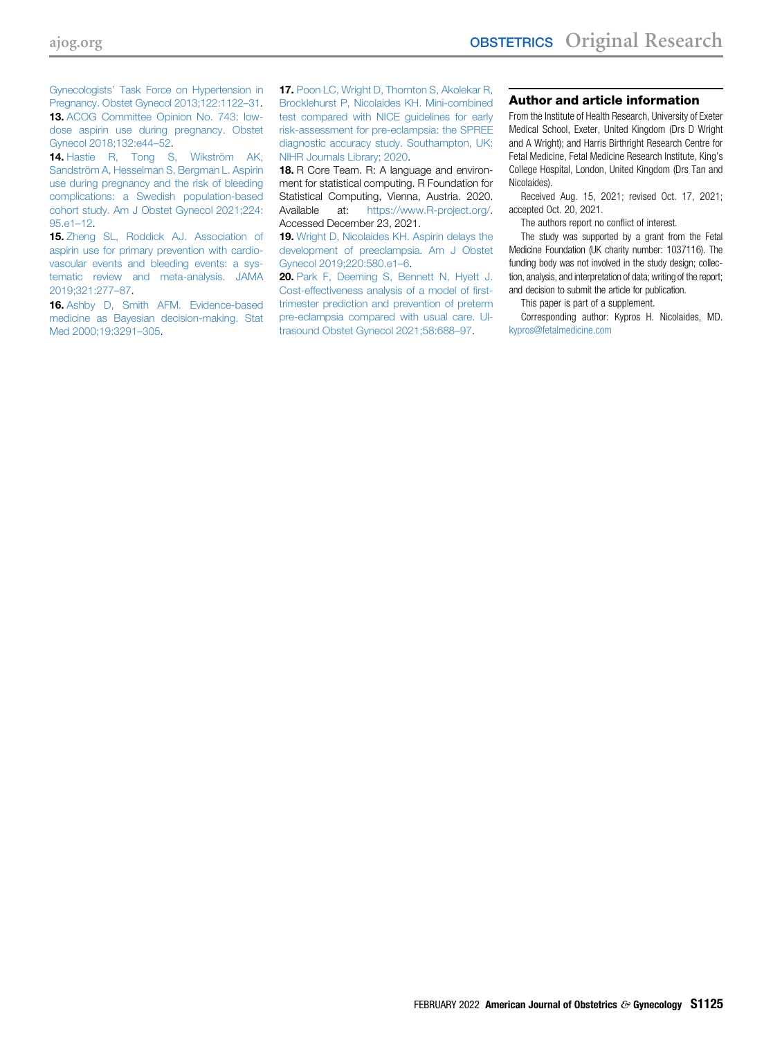Gynecologists' Task Force on Hypertension in Pregnancy. Obstet Gynecol 2013;122:1122–31.

**13.** ACOG Committee Opinion No. 743: low-dose aspirin use during pregnancy. Obstet Gynecol 2018;132:e44–52.

**14.** Hastie R, Tong S, Wikström AK, Sandström A, Hesselman S, Bergman L. Aspirin use during pregnancy and the risk of bleeding complications: a Swedish population-based cohort study. Am J Obstet Gynecol 2021;224:95.e1–12.

**15.** Zheng SL, Roddick AJ. Association of aspirin use for primary prevention with cardiovascular events and bleeding events: a systematic review and meta-analysis. JAMA 2019;321:277–87.

**16.** Ashby D, Smith AFM. Evidence-based medicine as Bayesian decision-making. Stat Med 2000;19:3291–305.

**17.** Poon LC, Wright D, Thornton S, Akolekar R, Brocklehurst P, Nicolaides KH. Mini-combined test compared with NICE guidelines for early risk-assessment for pre-eclampsia: the SPREE diagnostic accuracy study. Southampton, UK: NIHR Journals Library; 2020.

**18.** R Core Team. R: A language and environment for statistical computing. R Foundation for Statistical Computing, Vienna, Austria. 2020. Available at: https://www.R-project.org/. Accessed December 23, 2021.

**19.** Wright D, Nicolaides KH. Aspirin delays the development of preeclampsia. Am J Obstet Gynecol 2019;220:580.e1–6.

**20.** Park F, Deeming S, Bennett N, Hyett J. Cost-effectiveness analysis of a model of first-trimester prediction and prevention of preterm pre-eclampsia compared with usual care. Ultrasound Obstet Gynecol 2021;58:688–97.

## Author and article information

From the Institute of Health Research, University of Exeter Medical School, Exeter, United Kingdom (Drs D Wright and A Wright); and Harris Birthright Research Centre for Fetal Medicine, Fetal Medicine Research Institute, King's College Hospital, London, United Kingdom (Drs Tan and Nicolaides).

Received Aug. 15, 2021; revised Oct. 17, 2021; accepted Oct. 20, 2021.

The authors report no conflict of interest.

The study was supported by a grant from the Fetal Medicine Foundation (UK charity number: 1037116). The funding body was not involved in the study design; collection, analysis, and interpretation of data; writing of the report; and decision to submit the article for publication.

This paper is part of a supplement.

Corresponding author: Kypros H. Nicolaides, MD. kypros@fetalmedicine.com